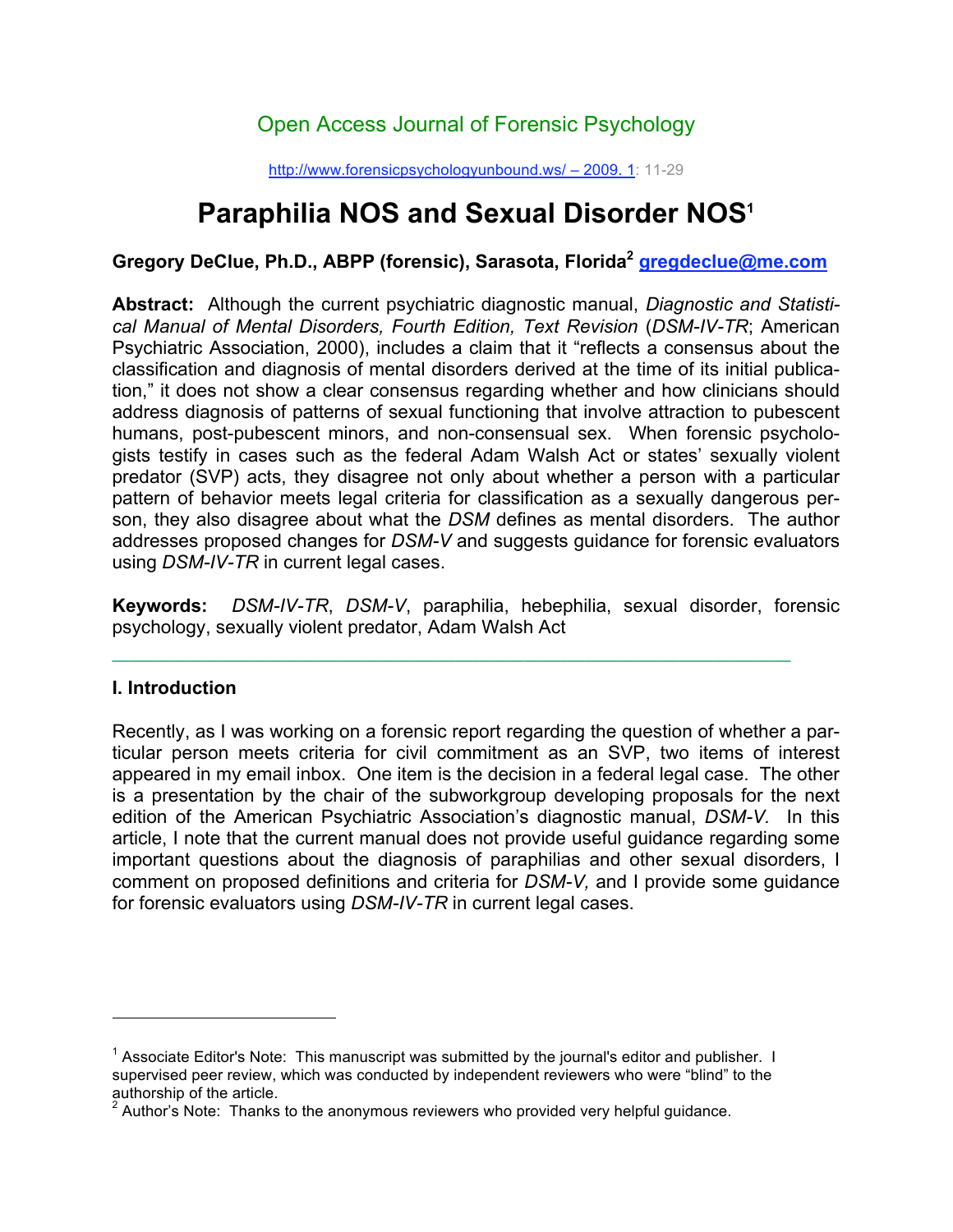Open Access Journal of Forensic Psychology

http://www.forensicpsychologyunbound.ws/ – 2009. 1: 11-29

# Paraphilia NOS and Sexual Disorder NOS[1]

**Gregory DeClue, Ph.D., ABPP (forensic), Sarasota, Florida[2] gregdeclue@me.com**

**Abstract:** Although the current psychiatric diagnostic manual, *Diagnostic and Statistical Manual of Mental Disorders, Fourth Edition, Text Revision* (*DSM-IV-TR*; American Psychiatric Association, 2000), includes a claim that it "reflects a consensus about the classification and diagnosis of mental disorders derived at the time of its initial publication," it does not show a clear consensus regarding whether and how clinicians should address diagnosis of patterns of sexual functioning that involve attraction to pubescent humans, post-pubescent minors, and non-consensual sex. When forensic psychologists testify in cases such as the federal Adam Walsh Act or states' sexually violent predator (SVP) acts, they disagree not only about whether a person with a particular pattern of behavior meets legal criteria for classification as a sexually dangerous person, they also disagree about what the *DSM* defines as mental disorders. The author addresses proposed changes for *DSM-V* and suggests guidance for forensic evaluators using *DSM-IV-TR* in current legal cases.

**Keywords:** *DSM-IV-TR*, *DSM-V*, paraphilia, hebephilia, sexual disorder, forensic psychology, sexually violent predator, Adam Walsh Act

---

## I. Introduction

Recently, as I was working on a forensic report regarding the question of whether a particular person meets criteria for civil commitment as an SVP, two items of interest appeared in my email inbox. One item is the decision in a federal legal case. The other is a presentation by the chair of the subworkgroup developing proposals for the next edition of the American Psychiatric Association's diagnostic manual, *DSM-V.* In this article, I note that the current manual does not provide useful guidance regarding some important questions about the diagnosis of paraphilias and other sexual disorders, I comment on proposed definitions and criteria for *DSM-V,* and I provide some guidance for forensic evaluators using *DSM-IV-TR* in current legal cases.

---

[1] Associate Editor's Note: This manuscript was submitted by the journal's editor and publisher. I supervised peer review, which was conducted by independent reviewers who were "blind" to the authorship of the article.

[2] Author's Note: Thanks to the anonymous reviewers who provided very helpful guidance.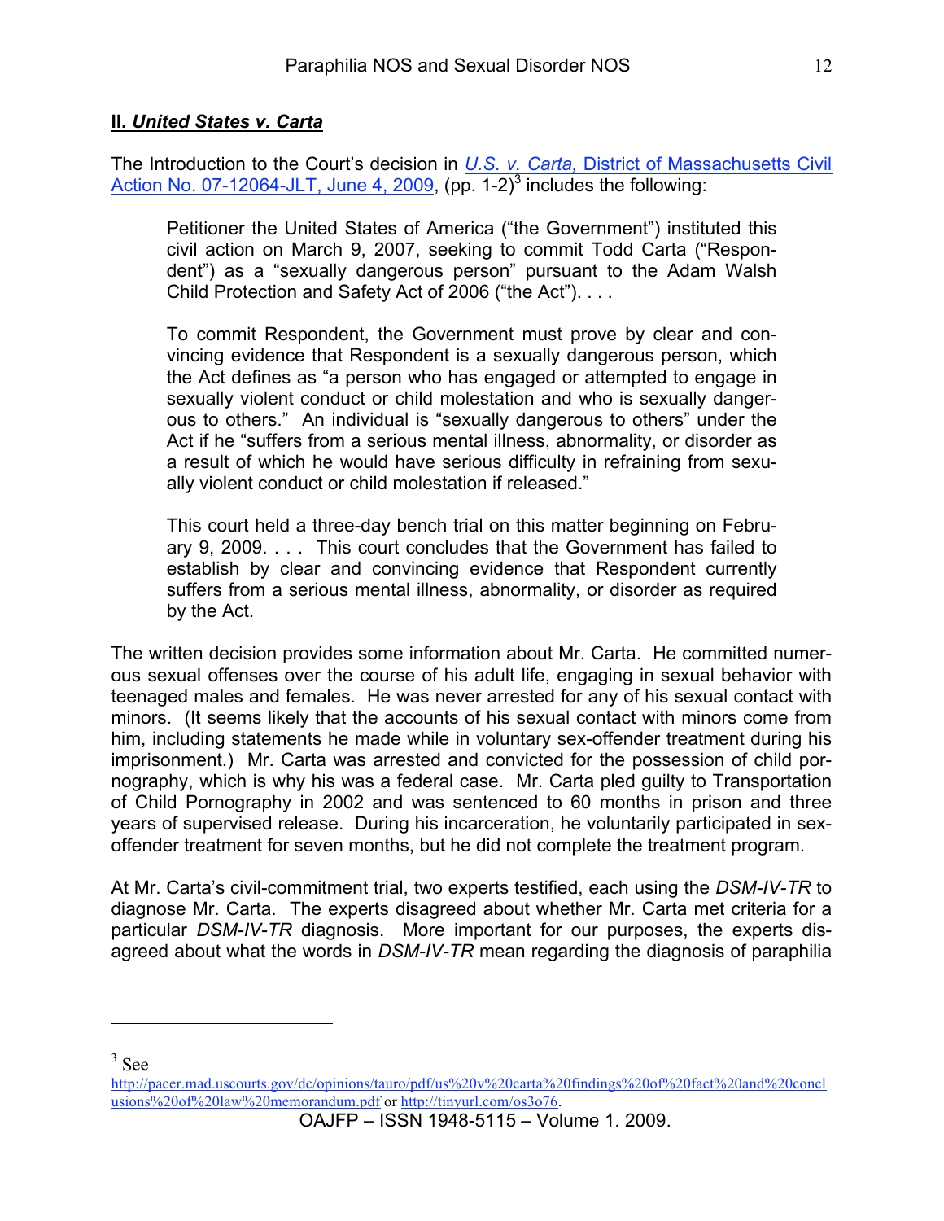## II. *United States v. Carta*

The Introduction to the Court's decision in *U.S. v. Carta,* District of Massachusetts Civil Action No. 07-12064-JLT, June 4, 2009, (pp. 1-2)[3] includes the following:

> Petitioner the United States of America ("the Government") instituted this civil action on March 9, 2007, seeking to commit Todd Carta ("Respondent") as a "sexually dangerous person" pursuant to the Adam Walsh Child Protection and Safety Act of 2006 ("the Act"). . . .
>
> To commit Respondent, the Government must prove by clear and convincing evidence that Respondent is a sexually dangerous person, which the Act defines as "a person who has engaged or attempted to engage in sexually violent conduct or child molestation and who is sexually dangerous to others." An individual is "sexually dangerous to others" under the Act if he "suffers from a serious mental illness, abnormality, or disorder as a result of which he would have serious difficulty in refraining from sexually violent conduct or child molestation if released."
>
> This court held a three-day bench trial on this matter beginning on February 9, 2009. . . . This court concludes that the Government has failed to establish by clear and convincing evidence that Respondent currently suffers from a serious mental illness, abnormality, or disorder as required by the Act.

The written decision provides some information about Mr. Carta. He committed numerous sexual offenses over the course of his adult life, engaging in sexual behavior with teenaged males and females. He was never arrested for any of his sexual contact with minors. (It seems likely that the accounts of his sexual contact with minors come from him, including statements he made while in voluntary sex-offender treatment during his imprisonment.) Mr. Carta was arrested and convicted for the possession of child pornography, which is why his was a federal case. Mr. Carta pled guilty to Transportation of Child Pornography in 2002 and was sentenced to 60 months in prison and three years of supervised release. During his incarceration, he voluntarily participated in sex-offender treatment for seven months, but he did not complete the treatment program.

At Mr. Carta's civil-commitment trial, two experts testified, each using the *DSM-IV-TR* to diagnose Mr. Carta. The experts disagreed about whether Mr. Carta met criteria for a particular *DSM-IV-TR* diagnosis. More important for our purposes, the experts disagreed about what the words in *DSM-IV-TR* mean regarding the diagnosis of paraphilia

---

[3] See http://pacer.mad.uscourts.gov/dc/opinions/tauro/pdf/us%20v%20carta%20findings%20of%20fact%20and%20conclusions%20of%20law%20memorandum.pdf or http://tinyurl.com/os3o76.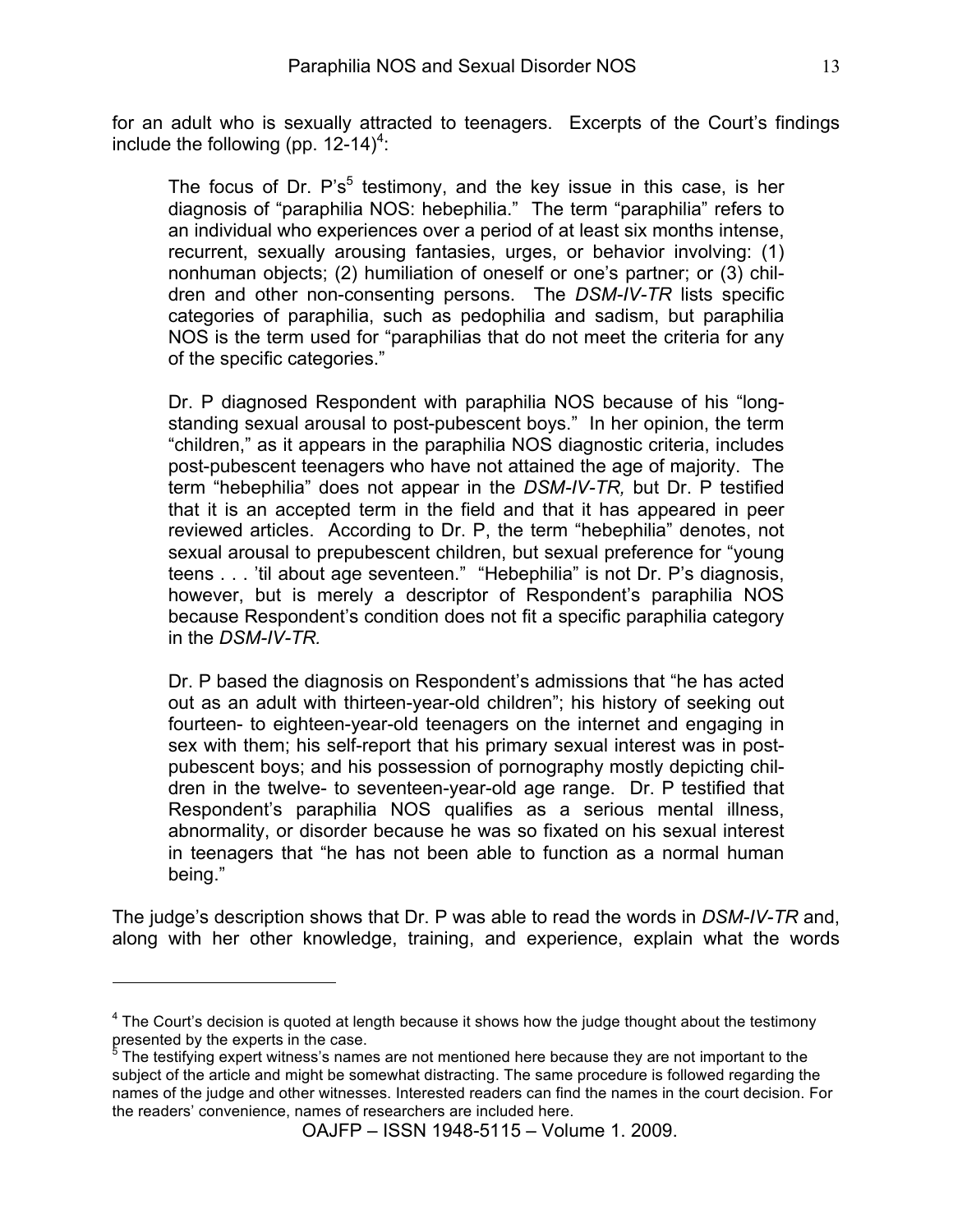for an adult who is sexually attracted to teenagers. Excerpts of the Court's findings include the following (pp. 12-14)[4]:

> The focus of Dr. P's[5] testimony, and the key issue in this case, is her diagnosis of "paraphilia NOS: hebephilia." The term "paraphilia" refers to an individual who experiences over a period of at least six months intense, recurrent, sexually arousing fantasies, urges, or behavior involving: (1) nonhuman objects; (2) humiliation of oneself or one's partner; or (3) children and other non-consenting persons. The *DSM-IV-TR* lists specific categories of paraphilia, such as pedophilia and sadism, but paraphilia NOS is the term used for "paraphilias that do not meet the criteria for any of the specific categories."
>
> Dr. P diagnosed Respondent with paraphilia NOS because of his "long-standing sexual arousal to post-pubescent boys." In her opinion, the term "children," as it appears in the paraphilia NOS diagnostic criteria, includes post-pubescent teenagers who have not attained the age of majority. The term "hebephilia" does not appear in the *DSM-IV-TR,* but Dr. P testified that it is an accepted term in the field and that it has appeared in peer reviewed articles. According to Dr. P, the term "hebephilia" denotes, not sexual arousal to prepubescent children, but sexual preference for "young teens . . . 'til about age seventeen." "Hebephilia" is not Dr. P's diagnosis, however, but is merely a descriptor of Respondent's paraphilia NOS because Respondent's condition does not fit a specific paraphilia category in the *DSM-IV-TR.*
>
> Dr. P based the diagnosis on Respondent's admissions that "he has acted out as an adult with thirteen-year-old children"; his history of seeking out fourteen- to eighteen-year-old teenagers on the internet and engaging in sex with them; his self-report that his primary sexual interest was in post-pubescent boys; and his possession of pornography mostly depicting children in the twelve- to seventeen-year-old age range. Dr. P testified that Respondent's paraphilia NOS qualifies as a serious mental illness, abnormality, or disorder because he was so fixated on his sexual interest in teenagers that "he has not been able to function as a normal human being."

The judge's description shows that Dr. P was able to read the words in *DSM-IV-TR* and, along with her other knowledge, training, and experience, explain what the words

---

[4] The Court's decision is quoted at length because it shows how the judge thought about the testimony presented by the experts in the case.

[5] The testifying expert witness's names are not mentioned here because they are not important to the subject of the article and might be somewhat distracting. The same procedure is followed regarding the names of the judge and other witnesses. Interested readers can find the names in the court decision. For the readers' convenience, names of researchers are included here.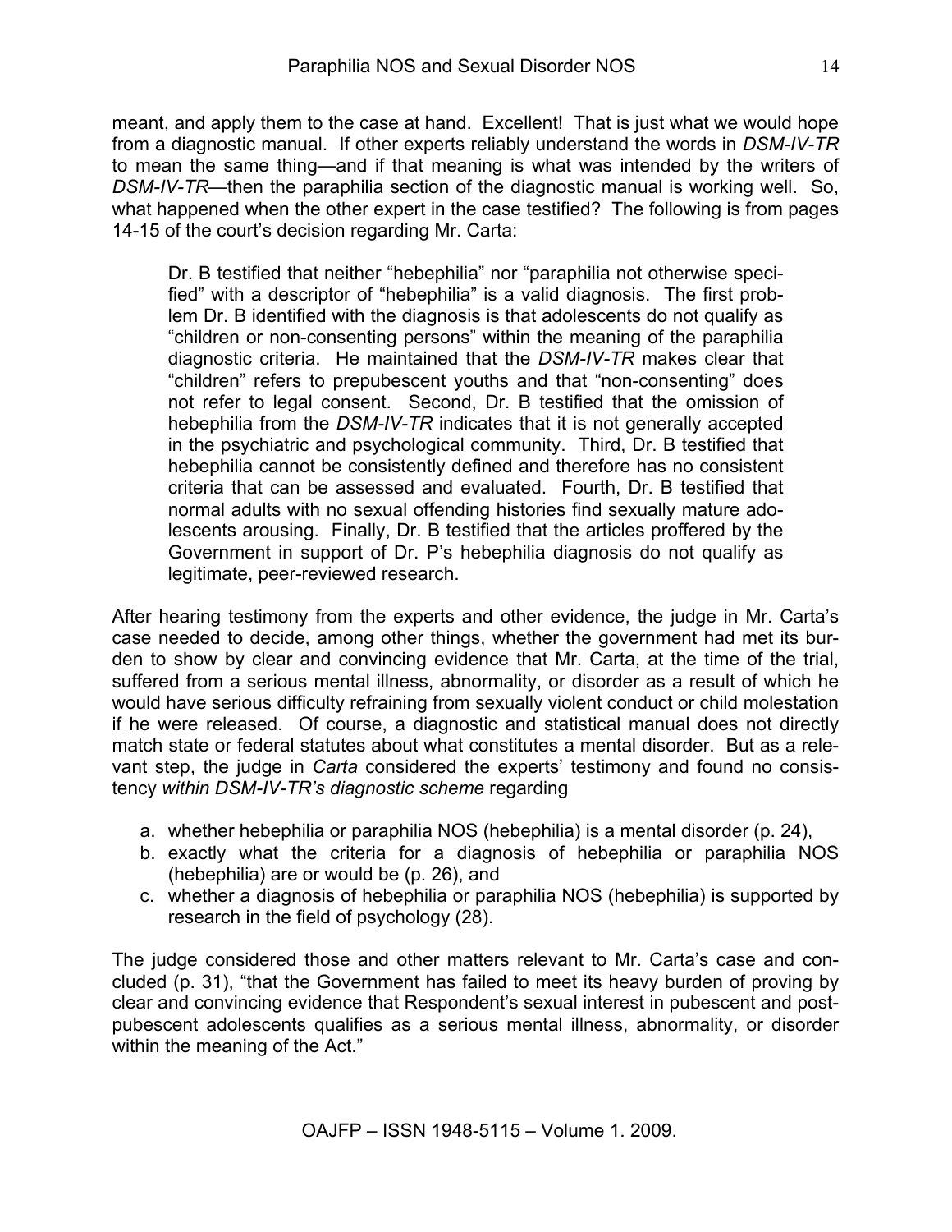meant, and apply them to the case at hand. Excellent! That is just what we would hope from a diagnostic manual. If other experts reliably understand the words in *DSM-IV-TR* to mean the same thing—and if that meaning is what was intended by the writers of *DSM-IV-TR*—then the paraphilia section of the diagnostic manual is working well. So, what happened when the other expert in the case testified? The following is from pages 14-15 of the court's decision regarding Mr. Carta:

> Dr. B testified that neither "hebephilia" nor "paraphilia not otherwise specified" with a descriptor of "hebephilia" is a valid diagnosis. The first problem Dr. B identified with the diagnosis is that adolescents do not qualify as "children or non-consenting persons" within the meaning of the paraphilia diagnostic criteria. He maintained that the *DSM-IV-TR* makes clear that "children" refers to prepubescent youths and that "non-consenting" does not refer to legal consent. Second, Dr. B testified that the omission of hebephilia from the *DSM-IV-TR* indicates that it is not generally accepted in the psychiatric and psychological community. Third, Dr. B testified that hebephilia cannot be consistently defined and therefore has no consistent criteria that can be assessed and evaluated. Fourth, Dr. B testified that normal adults with no sexual offending histories find sexually mature adolescents arousing. Finally, Dr. B testified that the articles proffered by the Government in support of Dr. P's hebephilia diagnosis do not qualify as legitimate, peer-reviewed research.

After hearing testimony from the experts and other evidence, the judge in Mr. Carta's case needed to decide, among other things, whether the government had met its burden to show by clear and convincing evidence that Mr. Carta, at the time of the trial, suffered from a serious mental illness, abnormality, or disorder as a result of which he would have serious difficulty refraining from sexually violent conduct or child molestation if he were released. Of course, a diagnostic and statistical manual does not directly match state or federal statutes about what constitutes a mental disorder. But as a relevant step, the judge in *Carta* considered the experts' testimony and found no consistency *within DSM-IV-TR's diagnostic scheme* regarding

a. whether hebephilia or paraphilia NOS (hebephilia) is a mental disorder (p. 24),
b. exactly what the criteria for a diagnosis of hebephilia or paraphilia NOS (hebephilia) are or would be (p. 26), and
c. whether a diagnosis of hebephilia or paraphilia NOS (hebephilia) is supported by research in the field of psychology (28).

The judge considered those and other matters relevant to Mr. Carta's case and concluded (p. 31), "that the Government has failed to meet its heavy burden of proving by clear and convincing evidence that Respondent's sexual interest in pubescent and post-pubescent adolescents qualifies as a serious mental illness, abnormality, or disorder within the meaning of the Act."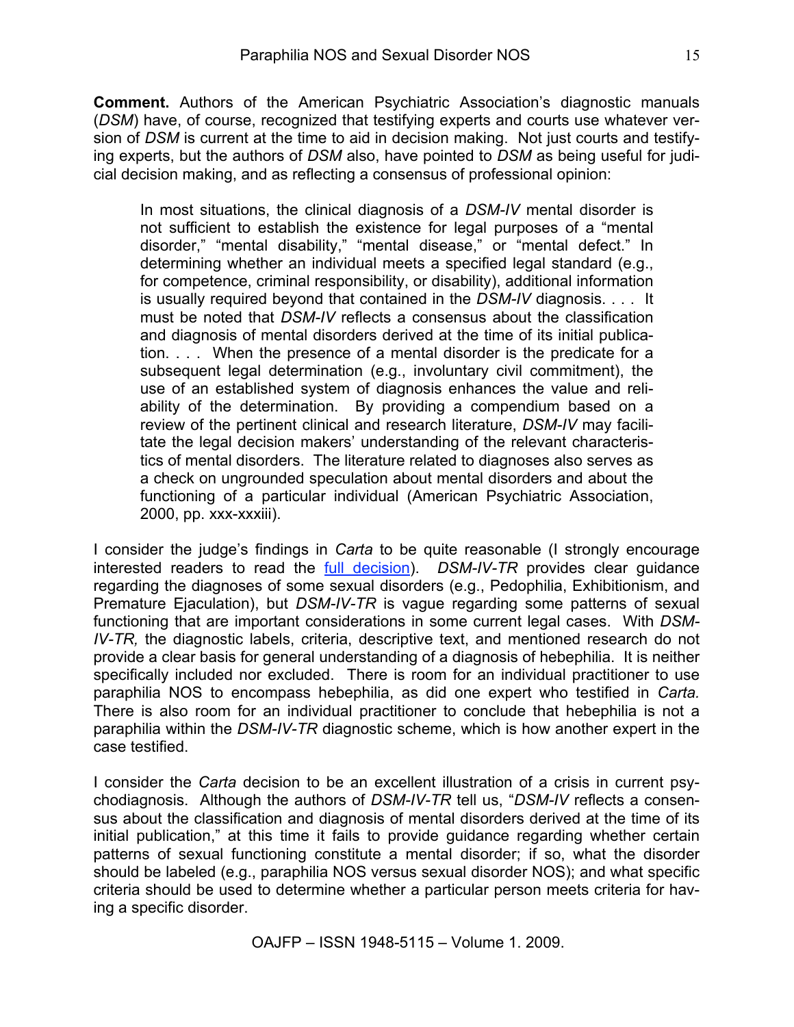**Comment.** Authors of the American Psychiatric Association's diagnostic manuals (*DSM*) have, of course, recognized that testifying experts and courts use whatever version of *DSM* is current at the time to aid in decision making. Not just courts and testifying experts, but the authors of *DSM* also, have pointed to *DSM* as being useful for judicial decision making, and as reflecting a consensus of professional opinion:

> In most situations, the clinical diagnosis of a *DSM-IV* mental disorder is not sufficient to establish the existence for legal purposes of a "mental disorder," "mental disability," "mental disease," or "mental defect." In determining whether an individual meets a specified legal standard (e.g., for competence, criminal responsibility, or disability), additional information is usually required beyond that contained in the *DSM-IV* diagnosis. . . . It must be noted that *DSM-IV* reflects a consensus about the classification and diagnosis of mental disorders derived at the time of its initial publication. . . . When the presence of a mental disorder is the predicate for a subsequent legal determination (e.g., involuntary civil commitment), the use of an established system of diagnosis enhances the value and reliability of the determination. By providing a compendium based on a review of the pertinent clinical and research literature, *DSM-IV* may facilitate the legal decision makers' understanding of the relevant characteristics of mental disorders. The literature related to diagnoses also serves as a check on ungrounded speculation about mental disorders and about the functioning of a particular individual (American Psychiatric Association, 2000, pp. xxx-xxxiii).

I consider the judge's findings in *Carta* to be quite reasonable (I strongly encourage interested readers to read the full decision). *DSM-IV-TR* provides clear guidance regarding the diagnoses of some sexual disorders (e.g., Pedophilia, Exhibitionism, and Premature Ejaculation), but *DSM-IV-TR* is vague regarding some patterns of sexual functioning that are important considerations in some current legal cases. With *DSM-IV-TR,* the diagnostic labels, criteria, descriptive text, and mentioned research do not provide a clear basis for general understanding of a diagnosis of hebephilia. It is neither specifically included nor excluded. There is room for an individual practitioner to use paraphilia NOS to encompass hebephilia, as did one expert who testified in *Carta.* There is also room for an individual practitioner to conclude that hebephilia is not a paraphilia within the *DSM-IV-TR* diagnostic scheme, which is how another expert in the case testified.

I consider the *Carta* decision to be an excellent illustration of a crisis in current psychodiagnosis. Although the authors of *DSM-IV-TR* tell us, "*DSM-IV* reflects a consensus about the classification and diagnosis of mental disorders derived at the time of its initial publication," at this time it fails to provide guidance regarding whether certain patterns of sexual functioning constitute a mental disorder; if so, what the disorder should be labeled (e.g., paraphilia NOS versus sexual disorder NOS); and what specific criteria should be used to determine whether a particular person meets criteria for having a specific disorder.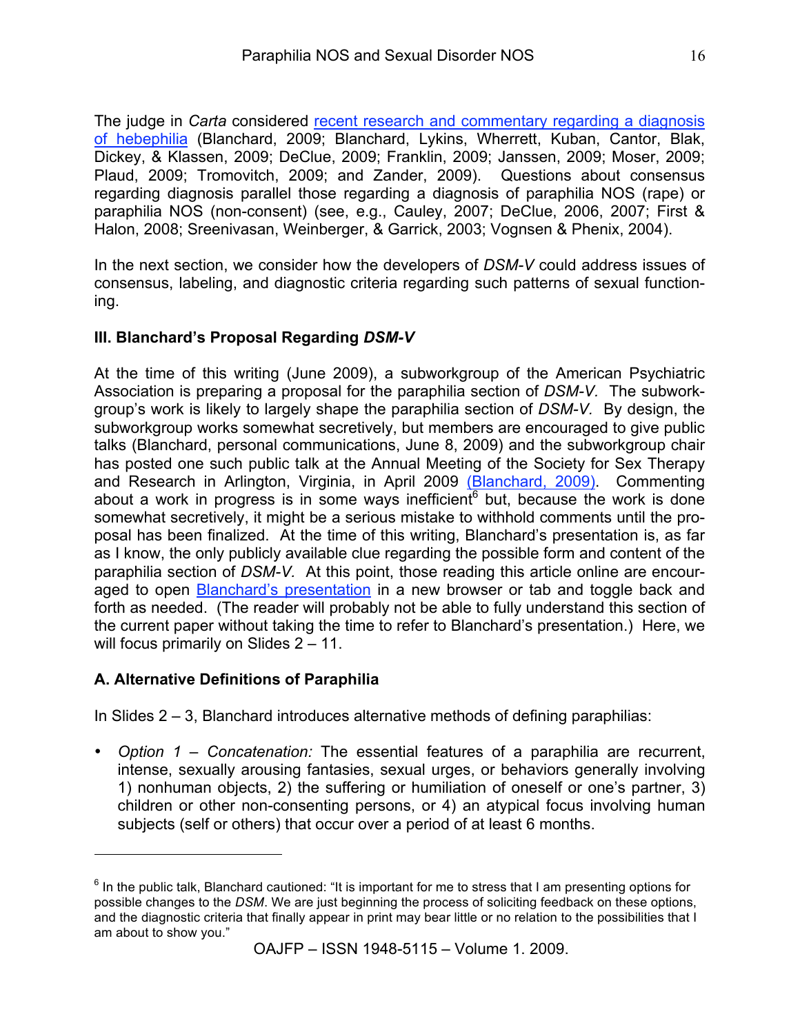The judge in *Carta* considered recent research and commentary regarding a diagnosis of hebephilia (Blanchard, 2009; Blanchard, Lykins, Wherrett, Kuban, Cantor, Blak, Dickey, & Klassen, 2009; DeClue, 2009; Franklin, 2009; Janssen, 2009; Moser, 2009; Plaud, 2009; Tromovitch, 2009; and Zander, 2009). Questions about consensus regarding diagnosis parallel those regarding a diagnosis of paraphilia NOS (rape) or paraphilia NOS (non-consent) (see, e.g., Cauley, 2007; DeClue, 2006, 2007; First & Halon, 2008; Sreenivasan, Weinberger, & Garrick, 2003; Vognsen & Phenix, 2004).

In the next section, we consider how the developers of *DSM-V* could address issues of consensus, labeling, and diagnostic criteria regarding such patterns of sexual functioning.

### III. Blanchard's Proposal Regarding *DSM-V*

At the time of this writing (June 2009), a subworkgroup of the American Psychiatric Association is preparing a proposal for the paraphilia section of *DSM-V*. The subworkgroup's work is likely to largely shape the paraphilia section of *DSM-V.* By design, the subworkgroup works somewhat secretively, but members are encouraged to give public talks (Blanchard, personal communications, June 8, 2009) and the subworkgroup chair has posted one such public talk at the Annual Meeting of the Society for Sex Therapy and Research in Arlington, Virginia, in April 2009 (Blanchard, 2009). Commenting about a work in progress is in some ways inefficient[6] but, because the work is done somewhat secretively, it might be a serious mistake to withhold comments until the proposal has been finalized. At the time of this writing, Blanchard's presentation is, as far as I know, the only publicly available clue regarding the possible form and content of the paraphilia section of *DSM-V.* At this point, those reading this article online are encouraged to open Blanchard's presentation in a new browser or tab and toggle back and forth as needed. (The reader will probably not be able to fully understand this section of the current paper without taking the time to refer to Blanchard's presentation.) Here, we will focus primarily on Slides 2 – 11.

### A. Alternative Definitions of Paraphilia

In Slides 2 – 3, Blanchard introduces alternative methods of defining paraphilias:

- *Option 1 – Concatenation:* The essential features of a paraphilia are recurrent, intense, sexually arousing fantasies, sexual urges, or behaviors generally involving 1) nonhuman objects, 2) the suffering or humiliation of oneself or one's partner, 3) children or other non-consenting persons, or 4) an atypical focus involving human subjects (self or others) that occur over a period of at least 6 months.

---

[6] In the public talk, Blanchard cautioned: "It is important for me to stress that I am presenting options for possible changes to the *DSM*. We are just beginning the process of soliciting feedback on these options, and the diagnostic criteria that finally appear in print may bear little or no relation to the possibilities that I am about to show you."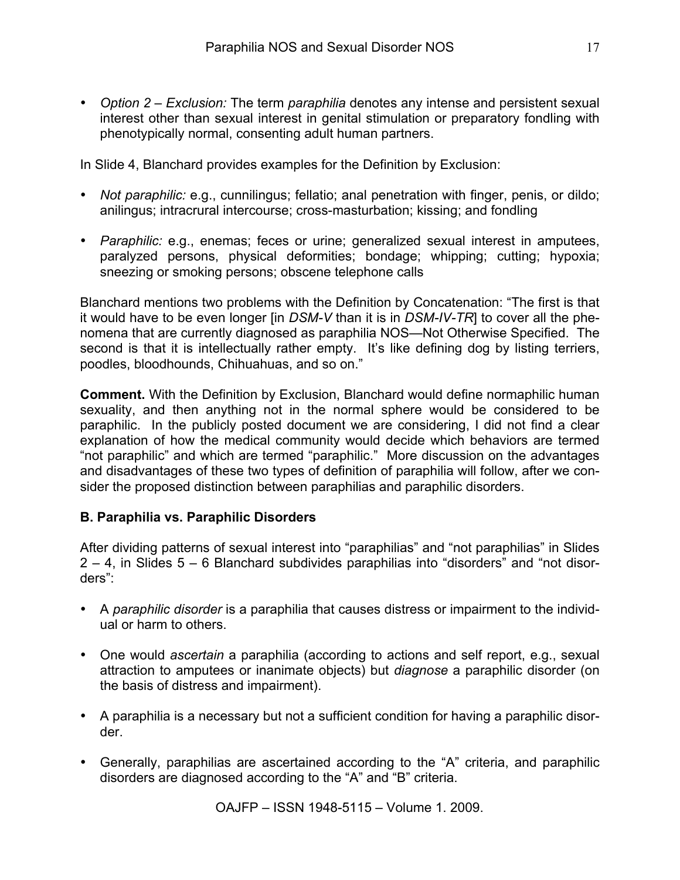- *Option 2 – Exclusion:* The term *paraphilia* denotes any intense and persistent sexual interest other than sexual interest in genital stimulation or preparatory fondling with phenotypically normal, consenting adult human partners.

In Slide 4, Blanchard provides examples for the Definition by Exclusion:

- *Not paraphilic:* e.g., cunnilingus; fellatio; anal penetration with finger, penis, or dildo; anilingus; intracrural intercourse; cross-masturbation; kissing; and fondling

- *Paraphilic:* e.g., enemas; feces or urine; generalized sexual interest in amputees, paralyzed persons, physical deformities; bondage; whipping; cutting; hypoxia; sneezing or smoking persons; obscene telephone calls

Blanchard mentions two problems with the Definition by Concatenation: "The first is that it would have to be even longer [in *DSM-V* than it is in *DSM-IV-TR*] to cover all the phenomena that are currently diagnosed as paraphilia NOS—Not Otherwise Specified. The second is that it is intellectually rather empty. It's like defining dog by listing terriers, poodles, bloodhounds, Chihuahuas, and so on."

**Comment.** With the Definition by Exclusion, Blanchard would define normaphilic human sexuality, and then anything not in the normal sphere would be considered to be paraphilic. In the publicly posted document we are considering, I did not find a clear explanation of how the medical community would decide which behaviors are termed "not paraphilic" and which are termed "paraphilic." More discussion on the advantages and disadvantages of these two types of definition of paraphilia will follow, after we consider the proposed distinction between paraphilias and paraphilic disorders.

### B. Paraphilia vs. Paraphilic Disorders

After dividing patterns of sexual interest into "paraphilias" and "not paraphilias" in Slides 2 – 4, in Slides 5 – 6 Blanchard subdivides paraphilias into "disorders" and "not disorders":

- A *paraphilic disorder* is a paraphilia that causes distress or impairment to the individual or harm to others.

- One would *ascertain* a paraphilia (according to actions and self report, e.g., sexual attraction to amputees or inanimate objects) but *diagnose* a paraphilic disorder (on the basis of distress and impairment).

- A paraphilia is a necessary but not a sufficient condition for having a paraphilic disorder.

- Generally, paraphilias are ascertained according to the "A" criteria, and paraphilic disorders are diagnosed according to the "A" and "B" criteria.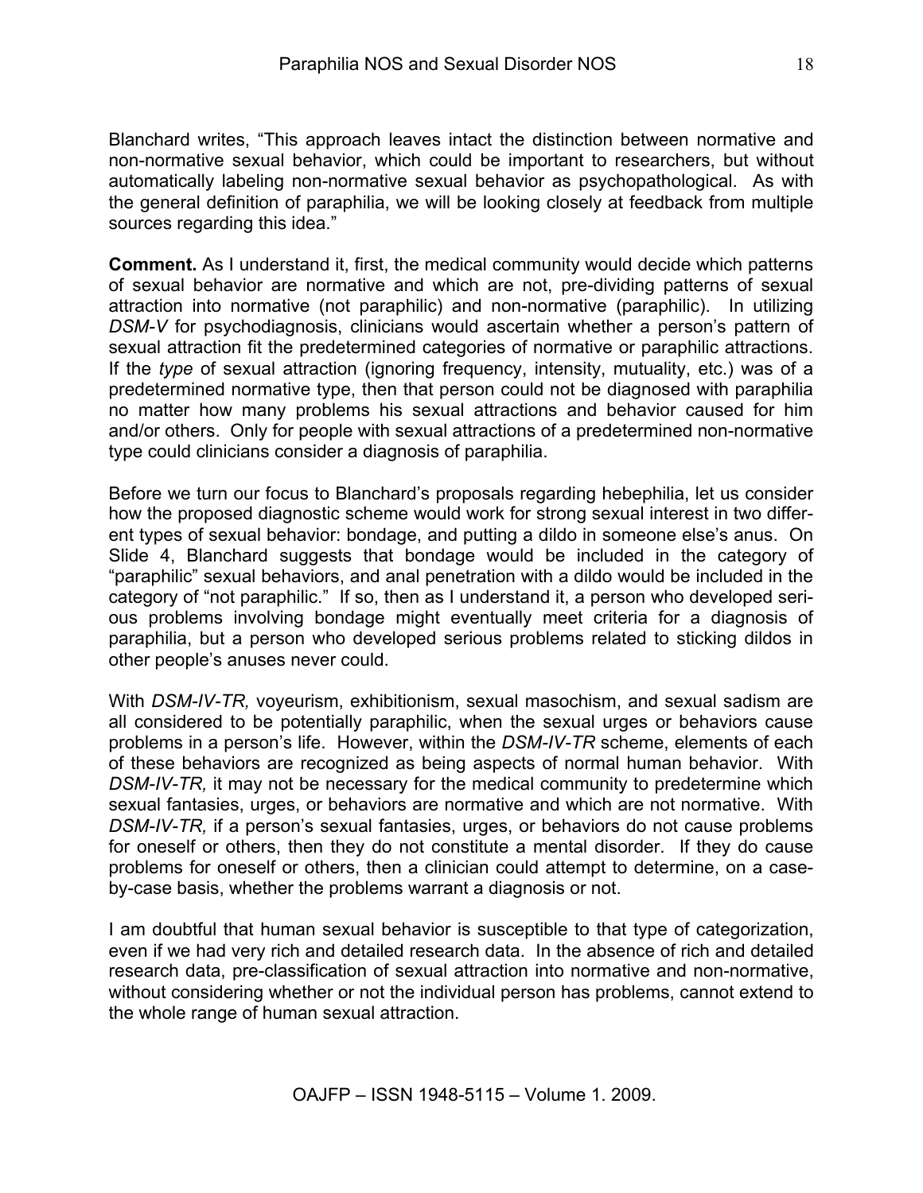Blanchard writes, "This approach leaves intact the distinction between normative and non-normative sexual behavior, which could be important to researchers, but without automatically labeling non-normative sexual behavior as psychopathological. As with the general definition of paraphilia, we will be looking closely at feedback from multiple sources regarding this idea."

**Comment.** As I understand it, first, the medical community would decide which patterns of sexual behavior are normative and which are not, pre-dividing patterns of sexual attraction into normative (not paraphilic) and non-normative (paraphilic). In utilizing *DSM-V* for psychodiagnosis, clinicians would ascertain whether a person's pattern of sexual attraction fit the predetermined categories of normative or paraphilic attractions. If the *type* of sexual attraction (ignoring frequency, intensity, mutuality, etc.) was of a predetermined normative type, then that person could not be diagnosed with paraphilia no matter how many problems his sexual attractions and behavior caused for him and/or others. Only for people with sexual attractions of a predetermined non-normative type could clinicians consider a diagnosis of paraphilia.

Before we turn our focus to Blanchard's proposals regarding hebephilia, let us consider how the proposed diagnostic scheme would work for strong sexual interest in two different types of sexual behavior: bondage, and putting a dildo in someone else's anus. On Slide 4, Blanchard suggests that bondage would be included in the category of "paraphilic" sexual behaviors, and anal penetration with a dildo would be included in the category of "not paraphilic." If so, then as I understand it, a person who developed serious problems involving bondage might eventually meet criteria for a diagnosis of paraphilia, but a person who developed serious problems related to sticking dildos in other people's anuses never could.

With *DSM-IV-TR,* voyeurism, exhibitionism, sexual masochism, and sexual sadism are all considered to be potentially paraphilic, when the sexual urges or behaviors cause problems in a person's life. However, within the *DSM-IV-TR* scheme, elements of each of these behaviors are recognized as being aspects of normal human behavior. With *DSM-IV-TR,* it may not be necessary for the medical community to predetermine which sexual fantasies, urges, or behaviors are normative and which are not normative. With *DSM-IV-TR,* if a person's sexual fantasies, urges, or behaviors do not cause problems for oneself or others, then they do not constitute a mental disorder. If they do cause problems for oneself or others, then a clinician could attempt to determine, on a case-by-case basis, whether the problems warrant a diagnosis or not.

I am doubtful that human sexual behavior is susceptible to that type of categorization, even if we had very rich and detailed research data. In the absence of rich and detailed research data, pre-classification of sexual attraction into normative and non-normative, without considering whether or not the individual person has problems, cannot extend to the whole range of human sexual attraction.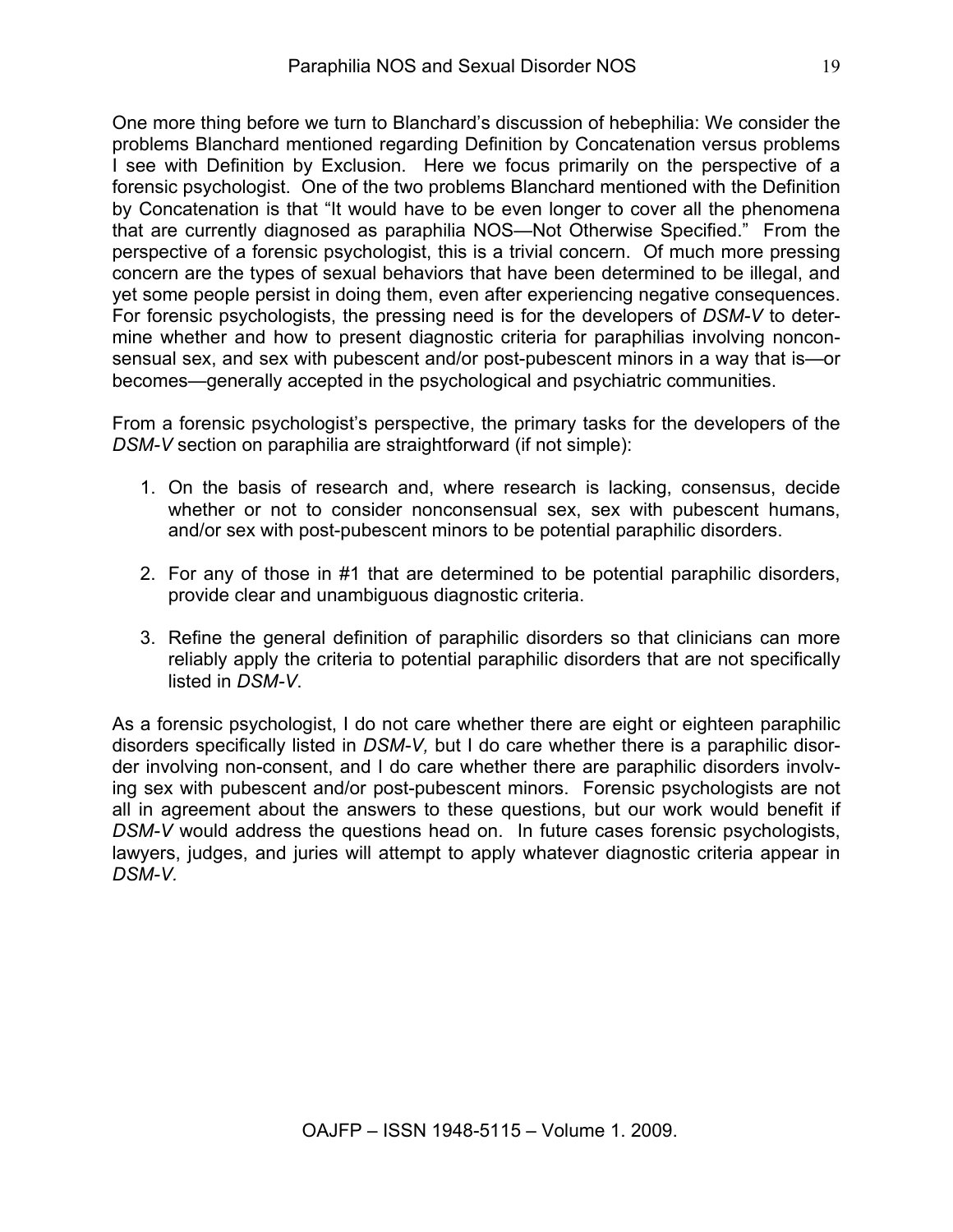One more thing before we turn to Blanchard's discussion of hebephilia: We consider the problems Blanchard mentioned regarding Definition by Concatenation versus problems I see with Definition by Exclusion. Here we focus primarily on the perspective of a forensic psychologist. One of the two problems Blanchard mentioned with the Definition by Concatenation is that "It would have to be even longer to cover all the phenomena that are currently diagnosed as paraphilia NOS—Not Otherwise Specified." From the perspective of a forensic psychologist, this is a trivial concern. Of much more pressing concern are the types of sexual behaviors that have been determined to be illegal, and yet some people persist in doing them, even after experiencing negative consequences. For forensic psychologists, the pressing need is for the developers of *DSM-V* to determine whether and how to present diagnostic criteria for paraphilias involving nonconsensual sex, and sex with pubescent and/or post-pubescent minors in a way that is—or becomes—generally accepted in the psychological and psychiatric communities.

From a forensic psychologist's perspective, the primary tasks for the developers of the *DSM-V* section on paraphilia are straightforward (if not simple):

1. On the basis of research and, where research is lacking, consensus, decide whether or not to consider nonconsensual sex, sex with pubescent humans, and/or sex with post-pubescent minors to be potential paraphilic disorders.

2. For any of those in #1 that are determined to be potential paraphilic disorders, provide clear and unambiguous diagnostic criteria.

3. Refine the general definition of paraphilic disorders so that clinicians can more reliably apply the criteria to potential paraphilic disorders that are not specifically listed in *DSM-V*.

As a forensic psychologist, I do not care whether there are eight or eighteen paraphilic disorders specifically listed in *DSM-V,* but I do care whether there is a paraphilic disorder involving non-consent, and I do care whether there are paraphilic disorders involving sex with pubescent and/or post-pubescent minors. Forensic psychologists are not all in agreement about the answers to these questions, but our work would benefit if *DSM-V* would address the questions head on. In future cases forensic psychologists, lawyers, judges, and juries will attempt to apply whatever diagnostic criteria appear in *DSM-V.*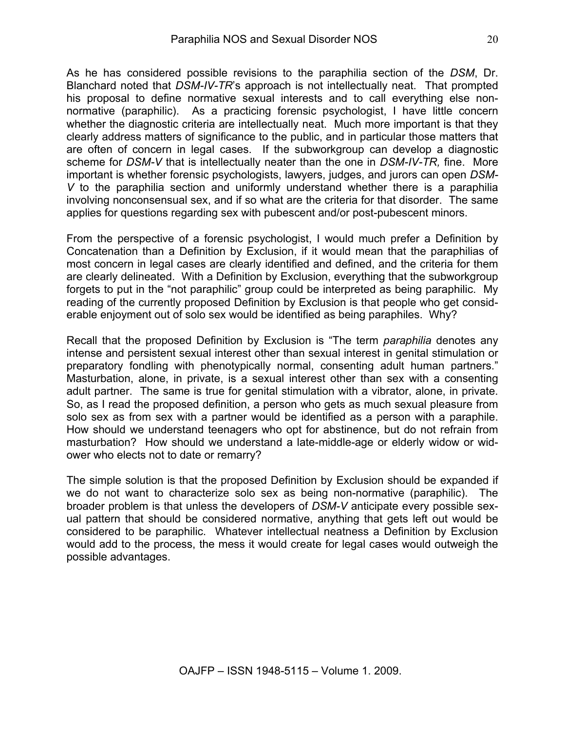As he has considered possible revisions to the paraphilia section of the *DSM*, Dr. Blanchard noted that *DSM-IV-TR*'s approach is not intellectually neat. That prompted his proposal to define normative sexual interests and to call everything else non-normative (paraphilic). As a practicing forensic psychologist, I have little concern whether the diagnostic criteria are intellectually neat. Much more important is that they clearly address matters of significance to the public, and in particular those matters that are often of concern in legal cases. If the subworkgroup can develop a diagnostic scheme for *DSM-V* that is intellectually neater than the one in *DSM-IV-TR,* fine. More important is whether forensic psychologists, lawyers, judges, and jurors can open *DSM-V* to the paraphilia section and uniformly understand whether there is a paraphilia involving nonconsensual sex, and if so what are the criteria for that disorder. The same applies for questions regarding sex with pubescent and/or post-pubescent minors.

From the perspective of a forensic psychologist, I would much prefer a Definition by Concatenation than a Definition by Exclusion, if it would mean that the paraphilias of most concern in legal cases are clearly identified and defined, and the criteria for them are clearly delineated. With a Definition by Exclusion, everything that the subworkgroup forgets to put in the "not paraphilic" group could be interpreted as being paraphilic. My reading of the currently proposed Definition by Exclusion is that people who get considerable enjoyment out of solo sex would be identified as being paraphiles. Why?

Recall that the proposed Definition by Exclusion is "The term *paraphilia* denotes any intense and persistent sexual interest other than sexual interest in genital stimulation or preparatory fondling with phenotypically normal, consenting adult human partners." Masturbation, alone, in private, is a sexual interest other than sex with a consenting adult partner. The same is true for genital stimulation with a vibrator, alone, in private. So, as I read the proposed definition, a person who gets as much sexual pleasure from solo sex as from sex with a partner would be identified as a person with a paraphile. How should we understand teenagers who opt for abstinence, but do not refrain from masturbation? How should we understand a late-middle-age or elderly widow or widower who elects not to date or remarry?

The simple solution is that the proposed Definition by Exclusion should be expanded if we do not want to characterize solo sex as being non-normative (paraphilic). The broader problem is that unless the developers of *DSM-V* anticipate every possible sexual pattern that should be considered normative, anything that gets left out would be considered to be paraphilic. Whatever intellectual neatness a Definition by Exclusion would add to the process, the mess it would create for legal cases would outweigh the possible advantages.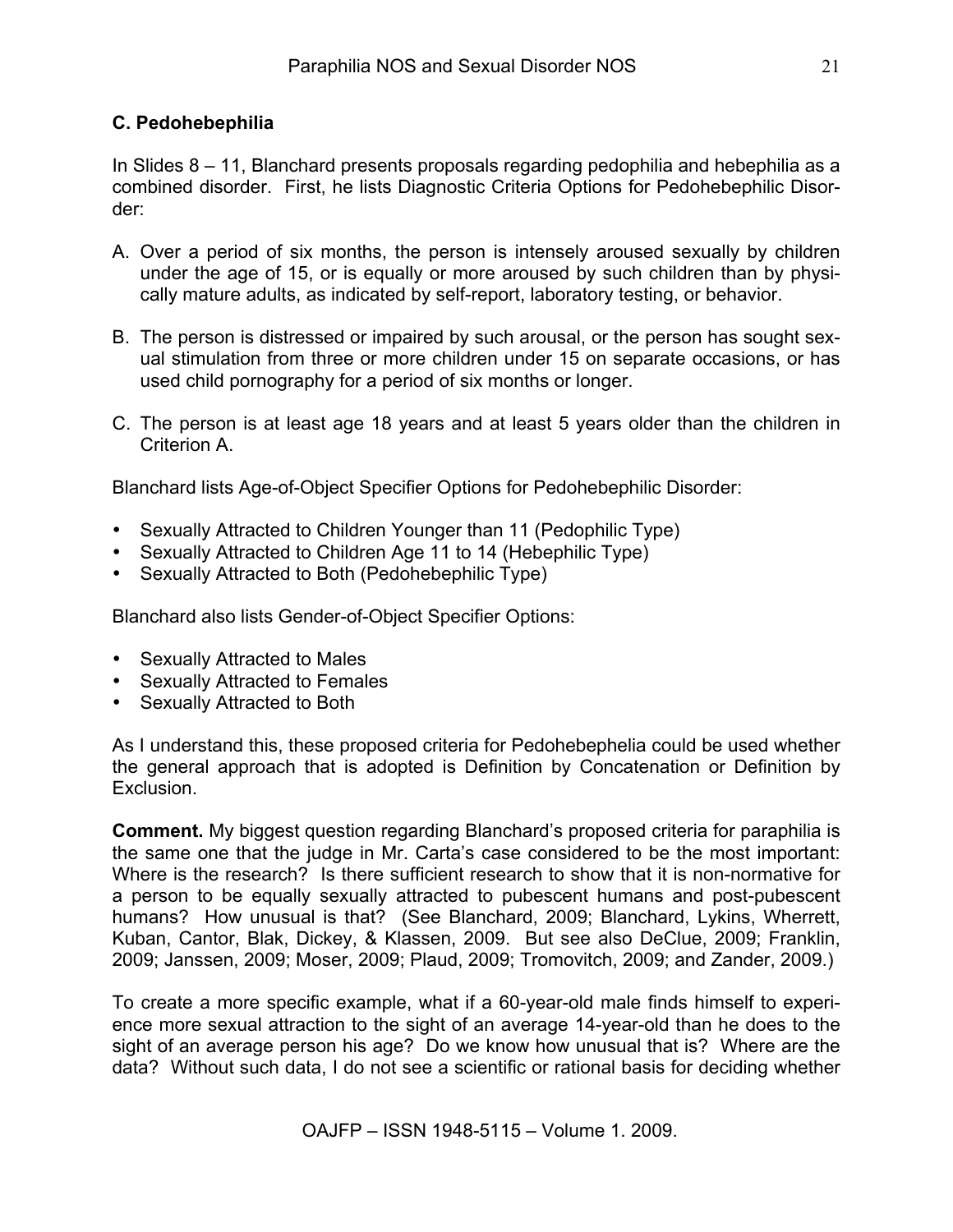**C. Pedohebephilia**

In Slides 8 – 11, Blanchard presents proposals regarding pedophilia and hebephilia as a combined disorder. First, he lists Diagnostic Criteria Options for Pedohebephilic Disorder:

A. Over a period of six months, the person is intensely aroused sexually by children under the age of 15, or is equally or more aroused by such children than by physically mature adults, as indicated by self-report, laboratory testing, or behavior.

B. The person is distressed or impaired by such arousal, or the person has sought sexual stimulation from three or more children under 15 on separate occasions, or has used child pornography for a period of six months or longer.

C. The person is at least age 18 years and at least 5 years older than the children in Criterion A.

Blanchard lists Age-of-Object Specifier Options for Pedohebephilic Disorder:

- Sexually Attracted to Children Younger than 11 (Pedophilic Type)
- Sexually Attracted to Children Age 11 to 14 (Hebephilic Type)
- Sexually Attracted to Both (Pedohebephilic Type)

Blanchard also lists Gender-of-Object Specifier Options:

- Sexually Attracted to Males
- Sexually Attracted to Females
- Sexually Attracted to Both

As I understand this, these proposed criteria for Pedohebephelia could be used whether the general approach that is adopted is Definition by Concatenation or Definition by Exclusion.

**Comment.** My biggest question regarding Blanchard's proposed criteria for paraphilia is the same one that the judge in Mr. Carta's case considered to be the most important: Where is the research? Is there sufficient research to show that it is non-normative for a person to be equally sexually attracted to pubescent humans and post-pubescent humans? How unusual is that? (See Blanchard, 2009; Blanchard, Lykins, Wherrett, Kuban, Cantor, Blak, Dickey, & Klassen, 2009. But see also DeClue, 2009; Franklin, 2009; Janssen, 2009; Moser, 2009; Plaud, 2009; Tromovitch, 2009; and Zander, 2009.)

To create a more specific example, what if a 60-year-old male finds himself to experience more sexual attraction to the sight of an average 14-year-old than he does to the sight of an average person his age? Do we know how unusual that is? Where are the data? Without such data, I do not see a scientific or rational basis for deciding whether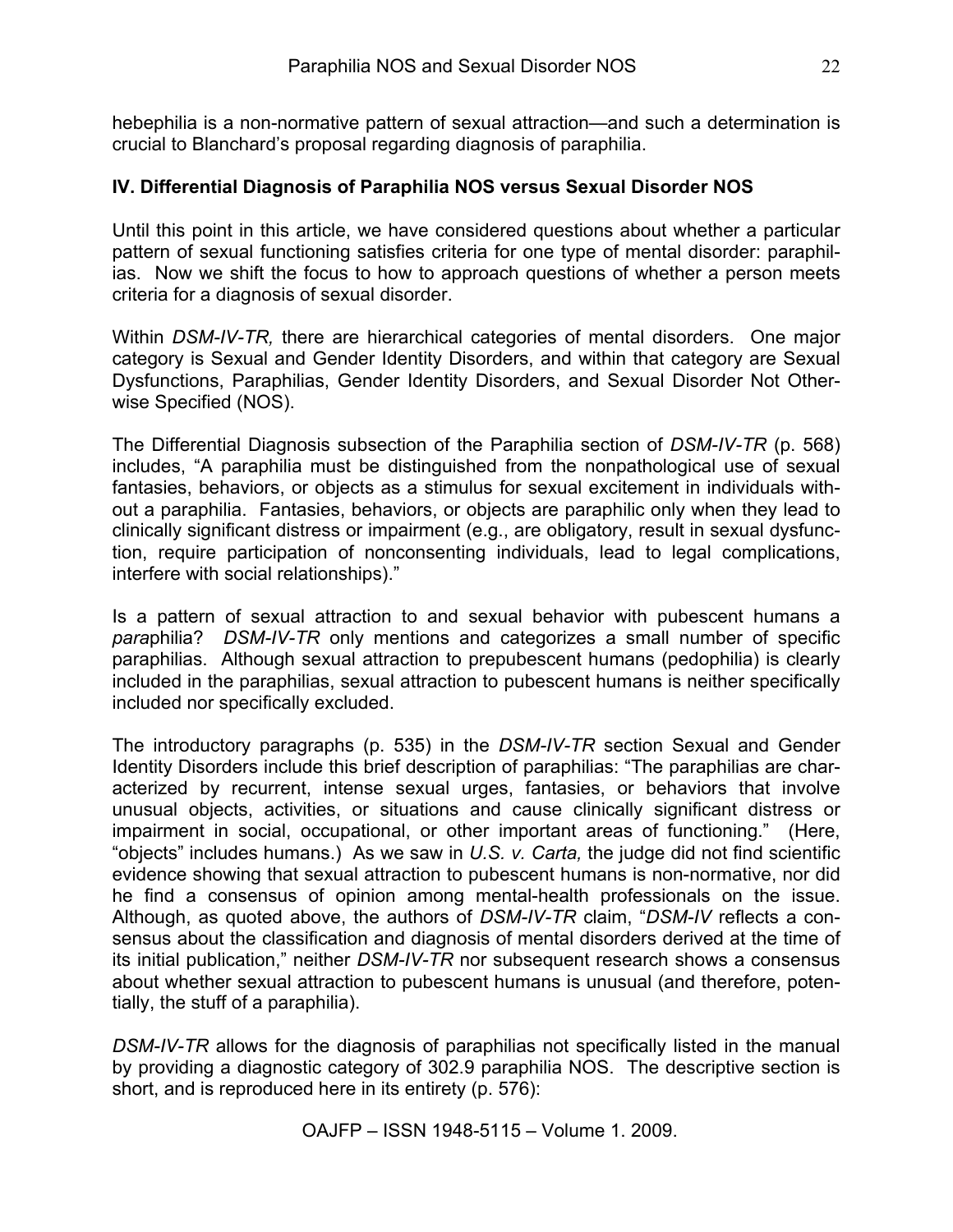hebephilia is a non-normative pattern of sexual attraction—and such a determination is crucial to Blanchard's proposal regarding diagnosis of paraphilia.

### IV. Differential Diagnosis of Paraphilia NOS versus Sexual Disorder NOS

Until this point in this article, we have considered questions about whether a particular pattern of sexual functioning satisfies criteria for one type of mental disorder: paraphilias. Now we shift the focus to how to approach questions of whether a person meets criteria for a diagnosis of sexual disorder.

Within *DSM-IV-TR,* there are hierarchical categories of mental disorders. One major category is Sexual and Gender Identity Disorders, and within that category are Sexual Dysfunctions, Paraphilias, Gender Identity Disorders, and Sexual Disorder Not Otherwise Specified (NOS).

The Differential Diagnosis subsection of the Paraphilia section of *DSM-IV-TR* (p. 568) includes, "A paraphilia must be distinguished from the nonpathological use of sexual fantasies, behaviors, or objects as a stimulus for sexual excitement in individuals without a paraphilia. Fantasies, behaviors, or objects are paraphilic only when they lead to clinically significant distress or impairment (e.g., are obligatory, result in sexual dysfunction, require participation of nonconsenting individuals, lead to legal complications, interfere with social relationships)."

Is a pattern of sexual attraction to and sexual behavior with pubescent humans a *para*philia? *DSM-IV-TR* only mentions and categorizes a small number of specific paraphilias. Although sexual attraction to prepubescent humans (pedophilia) is clearly included in the paraphilias, sexual attraction to pubescent humans is neither specifically included nor specifically excluded.

The introductory paragraphs (p. 535) in the *DSM-IV-TR* section Sexual and Gender Identity Disorders include this brief description of paraphilias: "The paraphilias are characterized by recurrent, intense sexual urges, fantasies, or behaviors that involve unusual objects, activities, or situations and cause clinically significant distress or impairment in social, occupational, or other important areas of functioning." (Here, "objects" includes humans.) As we saw in *U.S. v. Carta,* the judge did not find scientific evidence showing that sexual attraction to pubescent humans is non-normative, nor did he find a consensus of opinion among mental-health professionals on the issue. Although, as quoted above, the authors of *DSM-IV-TR* claim, "*DSM-IV* reflects a consensus about the classification and diagnosis of mental disorders derived at the time of its initial publication," neither *DSM-IV-TR* nor subsequent research shows a consensus about whether sexual attraction to pubescent humans is unusual (and therefore, potentially, the stuff of a paraphilia).

*DSM-IV-TR* allows for the diagnosis of paraphilias not specifically listed in the manual by providing a diagnostic category of 302.9 paraphilia NOS. The descriptive section is short, and is reproduced here in its entirety (p. 576):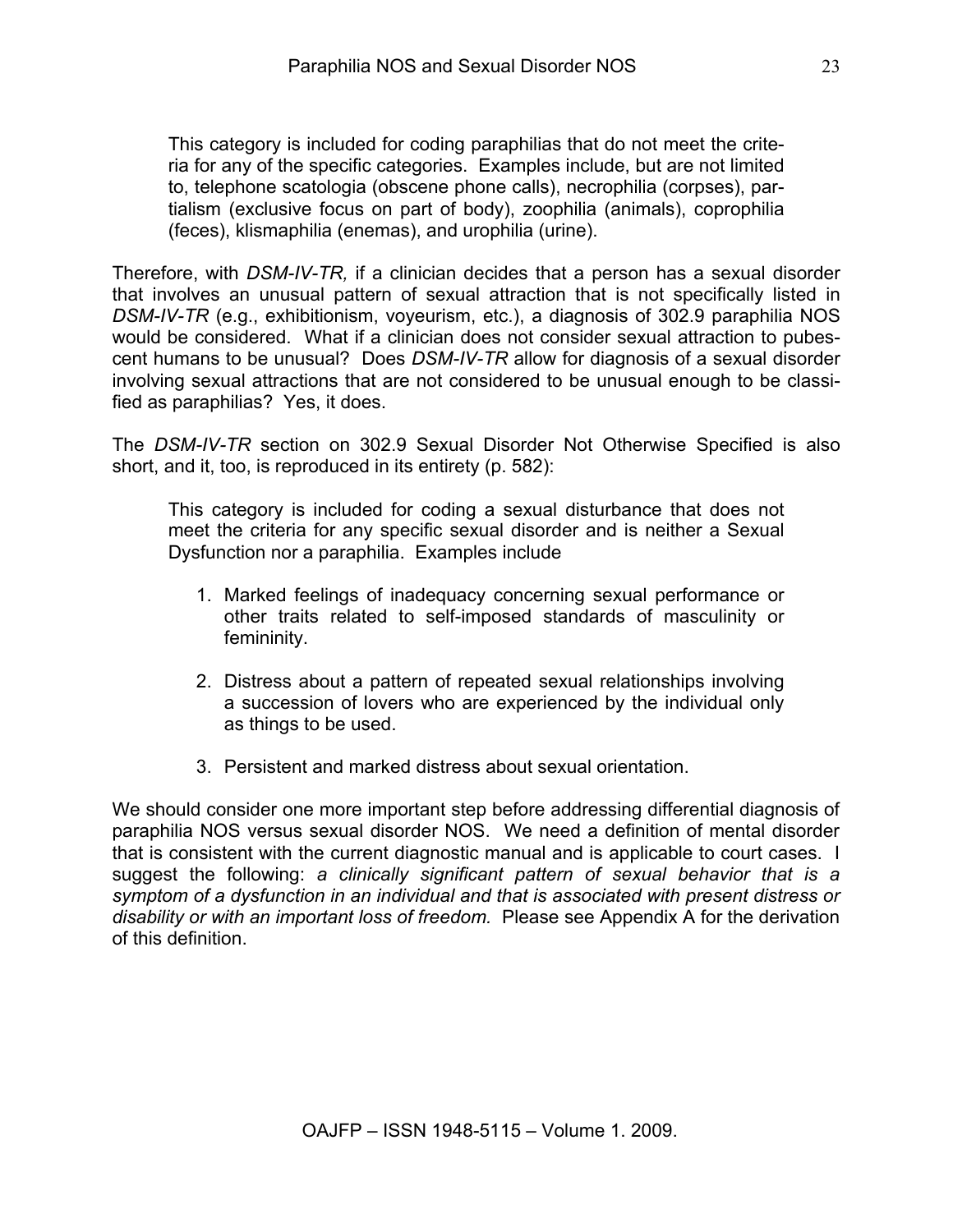> This category is included for coding paraphilias that do not meet the criteria for any of the specific categories. Examples include, but are not limited to, telephone scatologia (obscene phone calls), necrophilia (corpses), partialism (exclusive focus on part of body), zoophilia (animals), coprophilia (feces), klismaphilia (enemas), and urophilia (urine).

Therefore, with *DSM-IV-TR,* if a clinician decides that a person has a sexual disorder that involves an unusual pattern of sexual attraction that is not specifically listed in *DSM-IV-TR* (e.g., exhibitionism, voyeurism, etc.), a diagnosis of 302.9 paraphilia NOS would be considered. What if a clinician does not consider sexual attraction to pubescent humans to be unusual? Does *DSM-IV-TR* allow for diagnosis of a sexual disorder involving sexual attractions that are not considered to be unusual enough to be classified as paraphilias? Yes, it does.

The *DSM-IV-TR* section on 302.9 Sexual Disorder Not Otherwise Specified is also short, and it, too, is reproduced in its entirety (p. 582):

> This category is included for coding a sexual disturbance that does not meet the criteria for any specific sexual disorder and is neither a Sexual Dysfunction nor a paraphilia. Examples include
>
> 1. Marked feelings of inadequacy concerning sexual performance or other traits related to self-imposed standards of masculinity or femininity.
>
> 2. Distress about a pattern of repeated sexual relationships involving a succession of lovers who are experienced by the individual only as things to be used.
>
> 3. Persistent and marked distress about sexual orientation.

We should consider one more important step before addressing differential diagnosis of paraphilia NOS versus sexual disorder NOS. We need a definition of mental disorder that is consistent with the current diagnostic manual and is applicable to court cases. I suggest the following: *a clinically significant pattern of sexual behavior that is a symptom of a dysfunction in an individual and that is associated with present distress or disability or with an important loss of freedom.* Please see Appendix A for the derivation of this definition.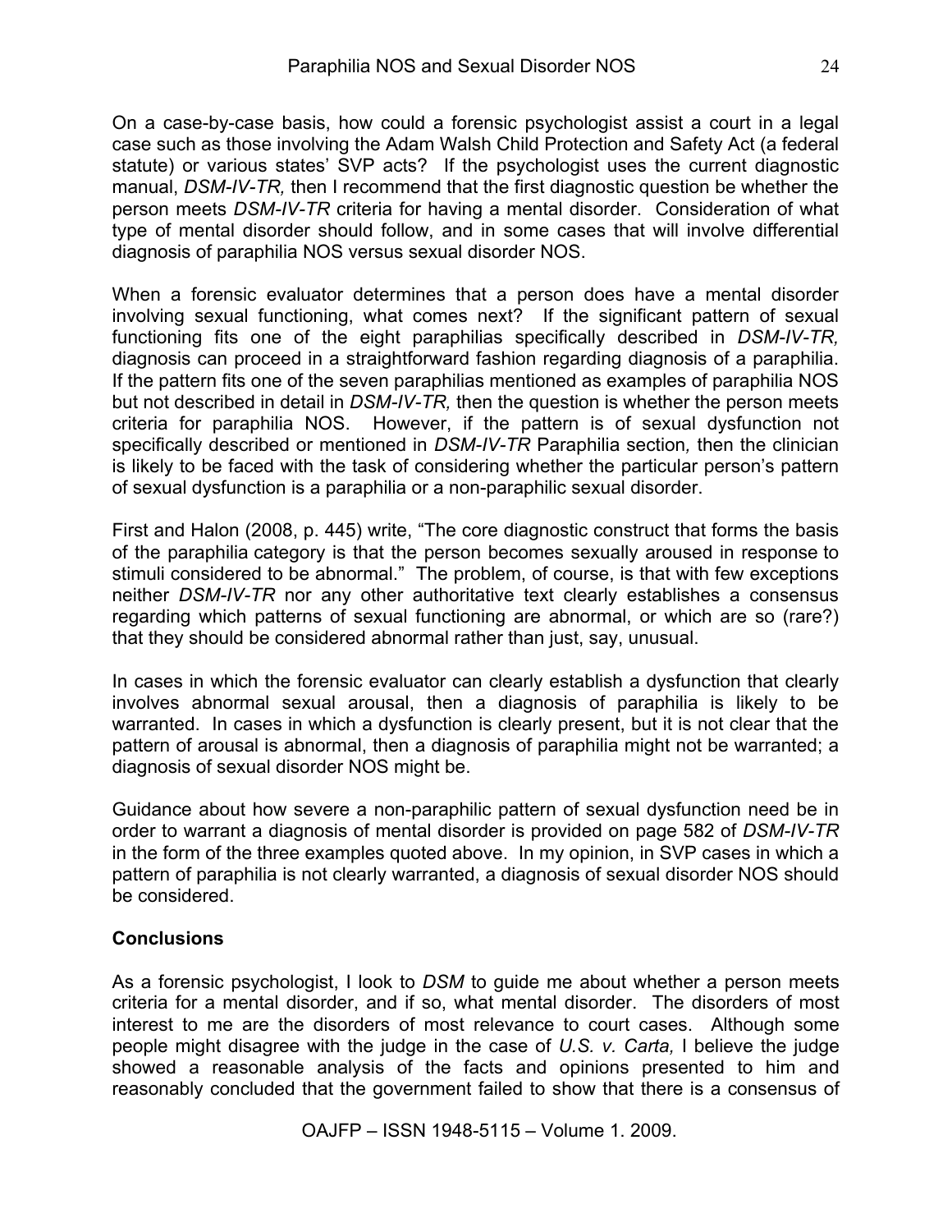On a case-by-case basis, how could a forensic psychologist assist a court in a legal case such as those involving the Adam Walsh Child Protection and Safety Act (a federal statute) or various states' SVP acts? If the psychologist uses the current diagnostic manual, *DSM-IV-TR,* then I recommend that the first diagnostic question be whether the person meets *DSM-IV-TR* criteria for having a mental disorder. Consideration of what type of mental disorder should follow, and in some cases that will involve differential diagnosis of paraphilia NOS versus sexual disorder NOS.

When a forensic evaluator determines that a person does have a mental disorder involving sexual functioning, what comes next? If the significant pattern of sexual functioning fits one of the eight paraphilias specifically described in *DSM-IV-TR,* diagnosis can proceed in a straightforward fashion regarding diagnosis of a paraphilia. If the pattern fits one of the seven paraphilias mentioned as examples of paraphilia NOS but not described in detail in *DSM-IV-TR,* then the question is whether the person meets criteria for paraphilia NOS. However, if the pattern is of sexual dysfunction not specifically described or mentioned in *DSM-IV-TR* Paraphilia section*,* then the clinician is likely to be faced with the task of considering whether the particular person's pattern of sexual dysfunction is a paraphilia or a non-paraphilic sexual disorder.

First and Halon (2008, p. 445) write, "The core diagnostic construct that forms the basis of the paraphilia category is that the person becomes sexually aroused in response to stimuli considered to be abnormal." The problem, of course, is that with few exceptions neither *DSM-IV-TR* nor any other authoritative text clearly establishes a consensus regarding which patterns of sexual functioning are abnormal, or which are so (rare?) that they should be considered abnormal rather than just, say, unusual.

In cases in which the forensic evaluator can clearly establish a dysfunction that clearly involves abnormal sexual arousal, then a diagnosis of paraphilia is likely to be warranted. In cases in which a dysfunction is clearly present, but it is not clear that the pattern of arousal is abnormal, then a diagnosis of paraphilia might not be warranted; a diagnosis of sexual disorder NOS might be.

Guidance about how severe a non-paraphilic pattern of sexual dysfunction need be in order to warrant a diagnosis of mental disorder is provided on page 582 of *DSM-IV-TR* in the form of the three examples quoted above. In my opinion, in SVP cases in which a pattern of paraphilia is not clearly warranted, a diagnosis of sexual disorder NOS should be considered.

## Conclusions

As a forensic psychologist, I look to *DSM* to guide me about whether a person meets criteria for a mental disorder, and if so, what mental disorder. The disorders of most interest to me are the disorders of most relevance to court cases. Although some people might disagree with the judge in the case of *U.S. v. Carta,* I believe the judge showed a reasonable analysis of the facts and opinions presented to him and reasonably concluded that the government failed to show that there is a consensus of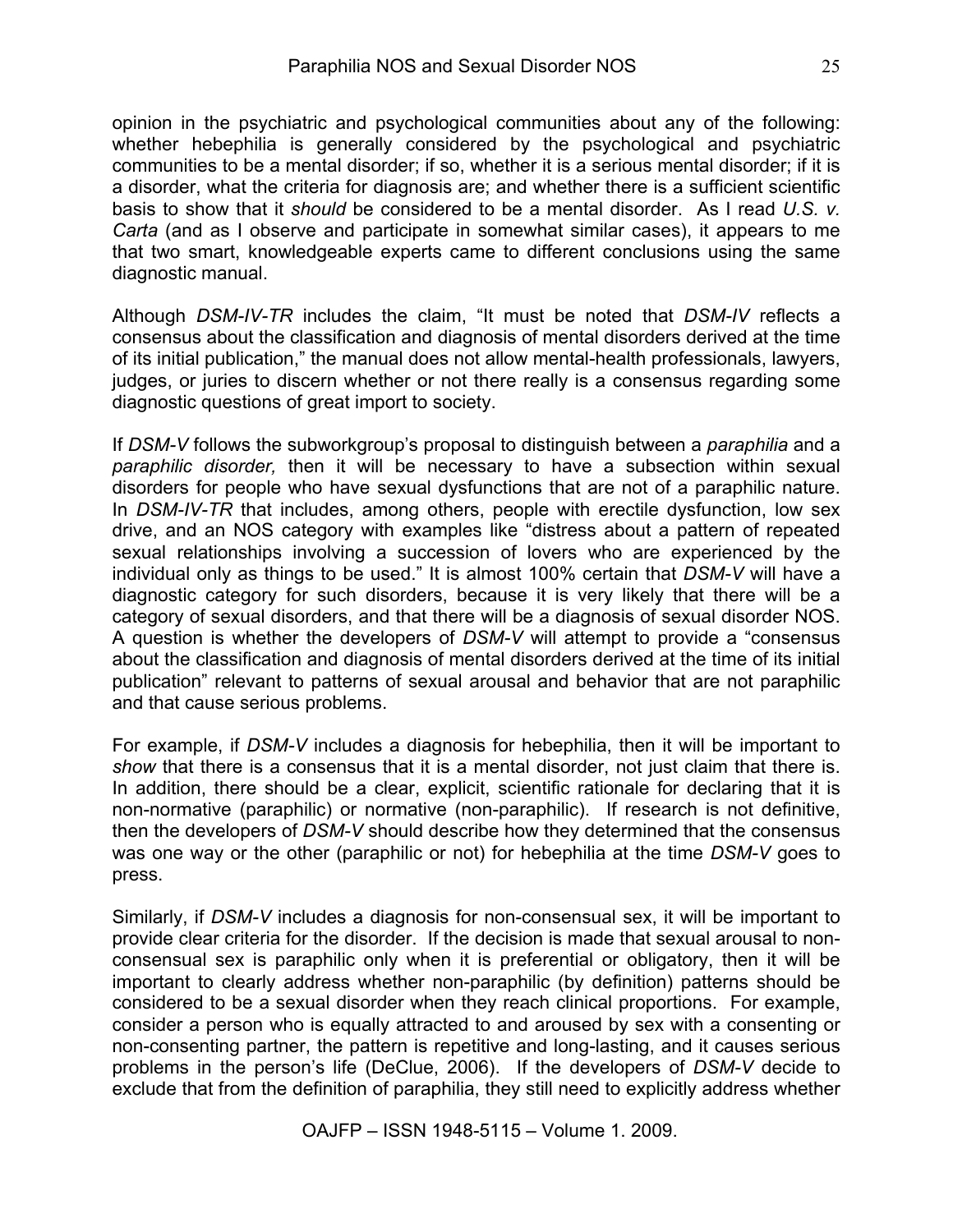opinion in the psychiatric and psychological communities about any of the following: whether hebephilia is generally considered by the psychological and psychiatric communities to be a mental disorder; if so, whether it is a serious mental disorder; if it is a disorder, what the criteria for diagnosis are; and whether there is a sufficient scientific basis to show that it *should* be considered to be a mental disorder. As I read *U.S. v. Carta* (and as I observe and participate in somewhat similar cases), it appears to me that two smart, knowledgeable experts came to different conclusions using the same diagnostic manual.

Although *DSM-IV-TR* includes the claim, "It must be noted that *DSM-IV* reflects a consensus about the classification and diagnosis of mental disorders derived at the time of its initial publication," the manual does not allow mental-health professionals, lawyers, judges, or juries to discern whether or not there really is a consensus regarding some diagnostic questions of great import to society.

If *DSM-V* follows the subworkgroup's proposal to distinguish between a *paraphilia* and a *paraphilic disorder,* then it will be necessary to have a subsection within sexual disorders for people who have sexual dysfunctions that are not of a paraphilic nature. In *DSM-IV-TR* that includes, among others, people with erectile dysfunction, low sex drive, and an NOS category with examples like "distress about a pattern of repeated sexual relationships involving a succession of lovers who are experienced by the individual only as things to be used." It is almost 100% certain that *DSM-V* will have a diagnostic category for such disorders, because it is very likely that there will be a category of sexual disorders, and that there will be a diagnosis of sexual disorder NOS. A question is whether the developers of *DSM-V* will attempt to provide a "consensus about the classification and diagnosis of mental disorders derived at the time of its initial publication" relevant to patterns of sexual arousal and behavior that are not paraphilic and that cause serious problems.

For example, if *DSM-V* includes a diagnosis for hebephilia, then it will be important to *show* that there is a consensus that it is a mental disorder, not just claim that there is. In addition, there should be a clear, explicit, scientific rationale for declaring that it is non-normative (paraphilic) or normative (non-paraphilic). If research is not definitive, then the developers of *DSM-V* should describe how they determined that the consensus was one way or the other (paraphilic or not) for hebephilia at the time *DSM-V* goes to press.

Similarly, if *DSM-V* includes a diagnosis for non-consensual sex, it will be important to provide clear criteria for the disorder. If the decision is made that sexual arousal to non-consensual sex is paraphilic only when it is preferential or obligatory, then it will be important to clearly address whether non-paraphilic (by definition) patterns should be considered to be a sexual disorder when they reach clinical proportions. For example, consider a person who is equally attracted to and aroused by sex with a consenting or non-consenting partner, the pattern is repetitive and long-lasting, and it causes serious problems in the person's life (DeClue, 2006). If the developers of *DSM-V* decide to exclude that from the definition of paraphilia, they still need to explicitly address whether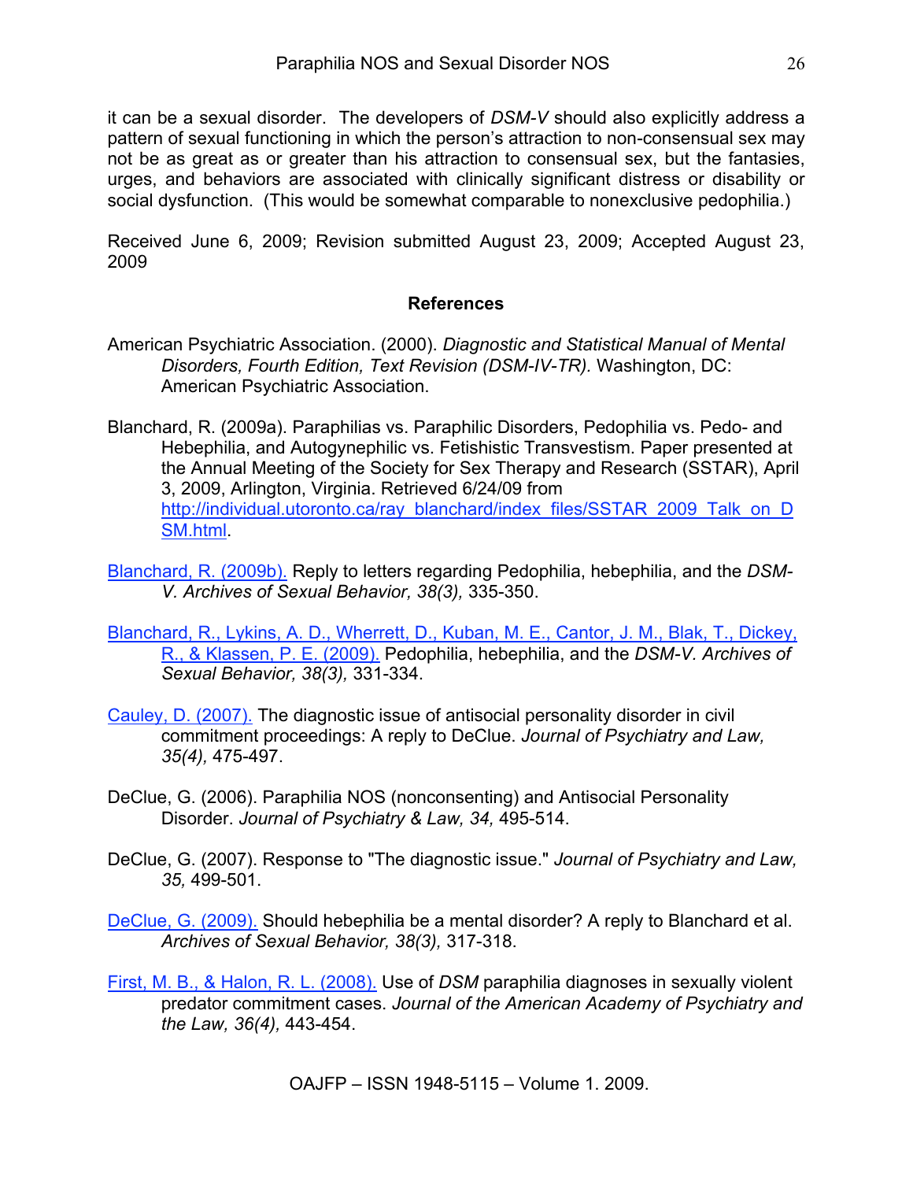it can be a sexual disorder. The developers of *DSM-V* should also explicitly address a pattern of sexual functioning in which the person's attraction to non-consensual sex may not be as great as or greater than his attraction to consensual sex, but the fantasies, urges, and behaviors are associated with clinically significant distress or disability or social dysfunction. (This would be somewhat comparable to nonexclusive pedophilia.)

Received June 6, 2009; Revision submitted August 23, 2009; Accepted August 23, 2009

## References

American Psychiatric Association. (2000). *Diagnostic and Statistical Manual of Mental Disorders, Fourth Edition, Text Revision (DSM-IV-TR).* Washington, DC: American Psychiatric Association.

Blanchard, R. (2009a). Paraphilias vs. Paraphilic Disorders, Pedophilia vs. Pedo- and Hebephilia, and Autogynephilic vs. Fetishistic Transvestism. Paper presented at the Annual Meeting of the Society for Sex Therapy and Research (SSTAR), April 3, 2009, Arlington, Virginia. Retrieved 6/24/09 from http://individual.utoronto.ca/ray_blanchard/index_files/SSTAR_2009_Talk_on_DSM.html.

Blanchard, R. (2009b). Reply to letters regarding Pedophilia, hebephilia, and the *DSM-V. Archives of Sexual Behavior, 38(3),* 335-350.

Blanchard, R., Lykins, A. D., Wherrett, D., Kuban, M. E., Cantor, J. M., Blak, T., Dickey, R., & Klassen, P. E. (2009). Pedophilia, hebephilia, and the *DSM-V. Archives of Sexual Behavior, 38(3),* 331-334.

Cauley, D. (2007). The diagnostic issue of antisocial personality disorder in civil commitment proceedings: A reply to DeClue. *Journal of Psychiatry and Law, 35(4),* 475-497.

DeClue, G. (2006). Paraphilia NOS (nonconsenting) and Antisocial Personality Disorder. *Journal of Psychiatry & Law, 34,* 495-514.

DeClue, G. (2007). Response to "The diagnostic issue." *Journal of Psychiatry and Law, 35,* 499-501.

DeClue, G. (2009). Should hebephilia be a mental disorder? A reply to Blanchard et al. *Archives of Sexual Behavior, 38(3),* 317-318.

First, M. B., & Halon, R. L. (2008). Use of *DSM* paraphilia diagnoses in sexually violent predator commitment cases. *Journal of the American Academy of Psychiatry and the Law, 36(4),* 443-454.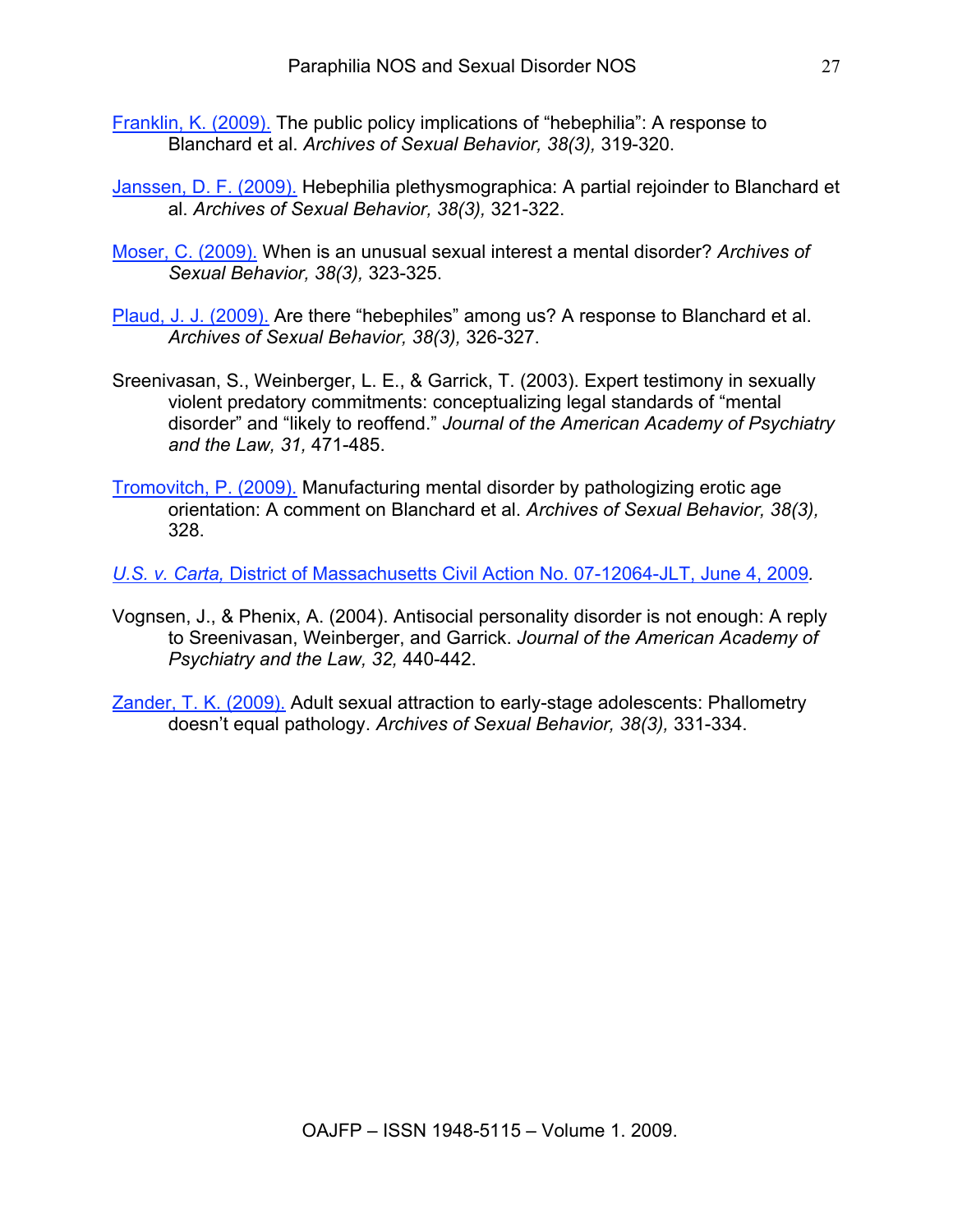Franklin, K. (2009). The public policy implications of "hebephilia": A response to Blanchard et al. *Archives of Sexual Behavior, 38(3),* 319-320.

Janssen, D. F. (2009). Hebephilia plethysmographica: A partial rejoinder to Blanchard et al. *Archives of Sexual Behavior, 38(3),* 321-322.

Moser, C. (2009). When is an unusual sexual interest a mental disorder? *Archives of Sexual Behavior, 38(3),* 323-325.

Plaud, J. J. (2009). Are there "hebephiles" among us? A response to Blanchard et al. *Archives of Sexual Behavior, 38(3),* 326-327.

Sreenivasan, S., Weinberger, L. E., & Garrick, T. (2003). Expert testimony in sexually violent predatory commitments: conceptualizing legal standards of "mental disorder" and "likely to reoffend." *Journal of the American Academy of Psychiatry and the Law, 31,* 471-485.

Tromovitch, P. (2009). Manufacturing mental disorder by pathologizing erotic age orientation: A comment on Blanchard et al. *Archives of Sexual Behavior, 38(3),* 328.

*U.S. v. Carta,* District of Massachusetts Civil Action No. 07-12064-JLT, June 4, 2009.

Vognsen, J., & Phenix, A. (2004). Antisocial personality disorder is not enough: A reply to Sreenivasan, Weinberger, and Garrick. *Journal of the American Academy of Psychiatry and the Law, 32,* 440-442.

Zander, T. K. (2009). Adult sexual attraction to early-stage adolescents: Phallometry doesn't equal pathology. *Archives of Sexual Behavior, 38(3),* 331-334.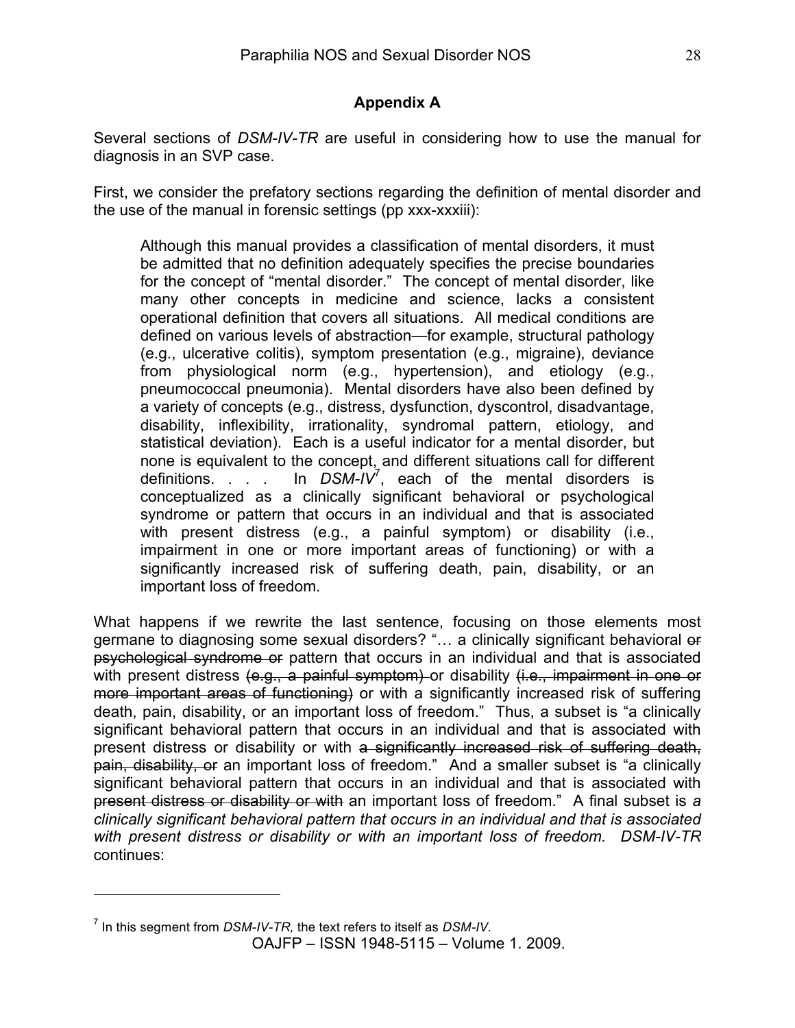## Appendix A

Several sections of *DSM-IV-TR* are useful in considering how to use the manual for diagnosis in an SVP case.

First, we consider the prefatory sections regarding the definition of mental disorder and the use of the manual in forensic settings (pp xxx-xxxiii):

> Although this manual provides a classification of mental disorders, it must be admitted that no definition adequately specifies the precise boundaries for the concept of "mental disorder." The concept of mental disorder, like many other concepts in medicine and science, lacks a consistent operational definition that covers all situations. All medical conditions are defined on various levels of abstraction—for example, structural pathology (e.g., ulcerative colitis), symptom presentation (e.g., migraine), deviance from physiological norm (e.g., hypertension), and etiology (e.g., pneumococcal pneumonia). Mental disorders have also been defined by a variety of concepts (e.g., distress, dysfunction, dyscontrol, disadvantage, disability, inflexibility, irrationality, syndromal pattern, etiology, and statistical deviation). Each is a useful indicator for a mental disorder, but none is equivalent to the concept, and different situations call for different definitions. . . . In *DSM-IV*[7], each of the mental disorders is conceptualized as a clinically significant behavioral or psychological syndrome or pattern that occurs in an individual and that is associated with present distress (e.g., a painful symptom) or disability (i.e., impairment in one or more important areas of functioning) or with a significantly increased risk of suffering death, pain, disability, or an important loss of freedom.

What happens if we rewrite the last sentence, focusing on those elements most germane to diagnosing some sexual disorders? "… a clinically significant behavioral ~~or psychological syndrome or~~ pattern that occurs in an individual and that is associated with present distress ~~(e.g., a painful symptom)~~ or disability ~~(i.e., impairment in one or more important areas of functioning)~~ or with a significantly increased risk of suffering death, pain, disability, or an important loss of freedom." Thus, a subset is "a clinically significant behavioral pattern that occurs in an individual and that is associated with present distress or disability or with ~~a significantly increased risk of suffering death, pain, disability, or~~ an important loss of freedom." And a smaller subset is "a clinically significant behavioral pattern that occurs in an individual and that is associated with ~~present distress or disability or with~~ an important loss of freedom." A final subset is *a clinically significant behavioral pattern that occurs in an individual and that is associated with present distress or disability or with an important loss of freedom. DSM-IV-TR* continues:

---

[7] In this segment from *DSM-IV-TR*, the text refers to itself as *DSM-IV*.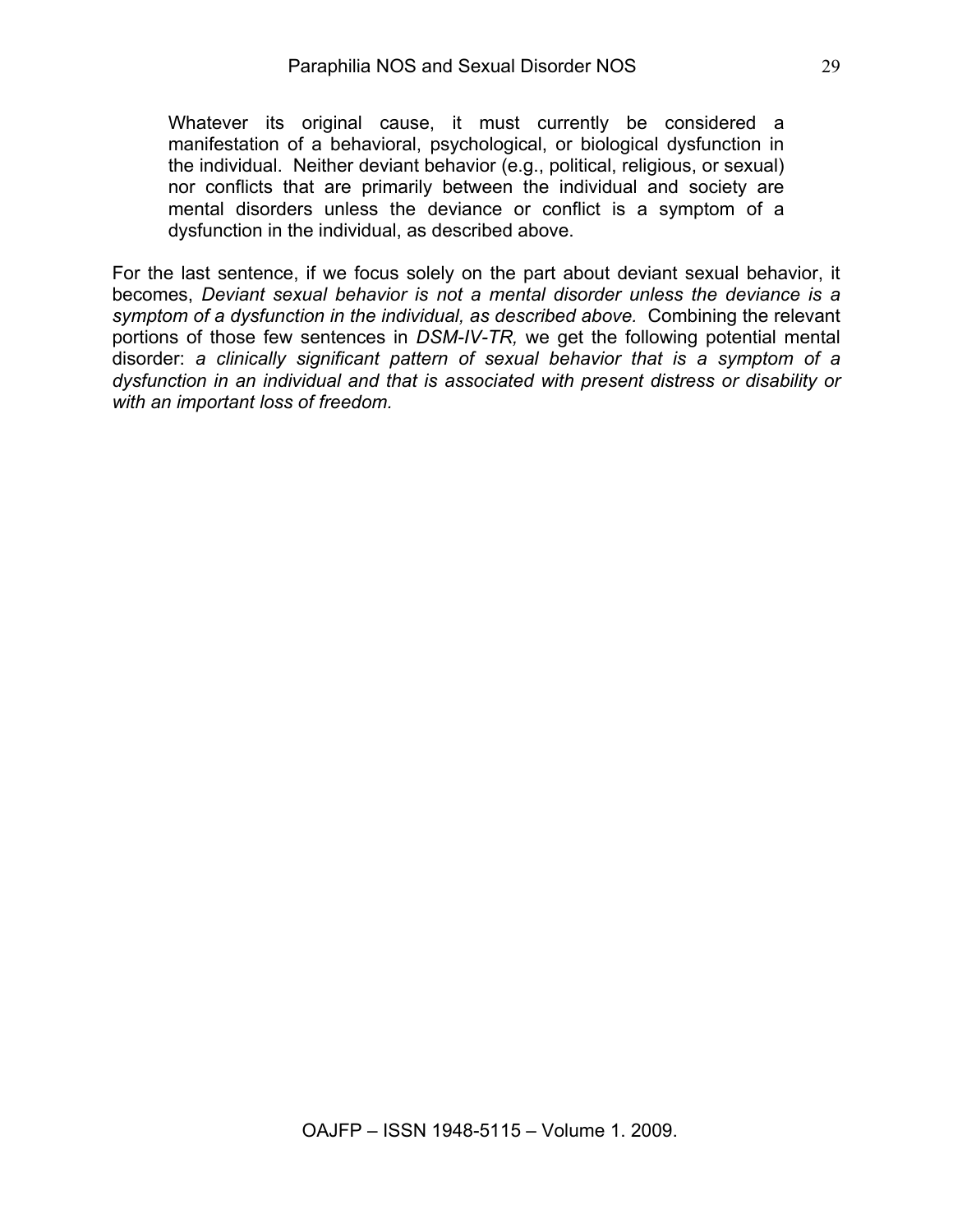> Whatever its original cause, it must currently be considered a manifestation of a behavioral, psychological, or biological dysfunction in the individual. Neither deviant behavior (e.g., political, religious, or sexual) nor conflicts that are primarily between the individual and society are mental disorders unless the deviance or conflict is a symptom of a dysfunction in the individual, as described above.

For the last sentence, if we focus solely on the part about deviant sexual behavior, it becomes, *Deviant sexual behavior is not a mental disorder unless the deviance is a symptom of a dysfunction in the individual, as described above.* Combining the relevant portions of those few sentences in *DSM-IV-TR,* we get the following potential mental disorder: *a clinically significant pattern of sexual behavior that is a symptom of a dysfunction in an individual and that is associated with present distress or disability or with an important loss of freedom.*